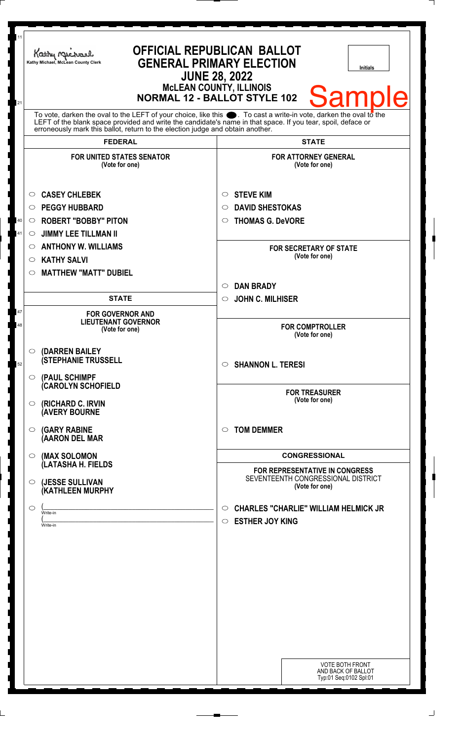Kathy Michael, McLean County Clerk

# OFFICIAL REPUBLICAN BALLOT
## GENERAL PRIMARY ELECTION
### JUNE 28, 2022
### McLEAN COUNTY, ILLINOIS
### NORMAL 12 - BALLOT STYLE 102

Initials

Sample

To vote, darken the oval to the LEFT of your choice, like this ●. To cast a write-in vote, darken the oval to the LEFT of the blank space provided and write the candidate's name in that space. If you tear, spoil, deface or erroneously mark this ballot, return to the election judge and obtain another.

## FEDERAL

**FOR UNITED STATES SENATOR**
(Vote for one)

- ○ CASEY CHLEBEK
- ○ PEGGY HUBBARD
- ○ ROBERT "BOBBY" PITON
- ○ JIMMY LEE TILLMAN II
- ○ ANTHONY W. WILLIAMS
- ○ KATHY SALVI
- ○ MATTHEW "MATT" DUBIEL

## STATE

**FOR GOVERNOR AND LIEUTENANT GOVERNOR**
(Vote for one)

- ○ (DARREN BAILEY (STEPHANIE TRUSSELL
- ○ (PAUL SCHIMPF (CAROLYN SCHOFIELD
- ○ (RICHARD C. IRVIN (AVERY BOURNE
- ○ (GARY RABINE (AARON DEL MAR
- ○ (MAX SOLOMON (LATASHA H. FIELDS
- ○ (JESSE SULLIVAN (KATHLEEN MURPHY
- ○ (\_\_\_\_\_\_\_\_\_\_ Write-in (\_\_\_\_\_\_\_\_\_\_ Write-in

## STATE

**FOR ATTORNEY GENERAL**
(Vote for one)

- ○ STEVE KIM
- ○ DAVID SHESTOKAS
- ○ THOMAS G. DeVORE

**FOR SECRETARY OF STATE**
(Vote for one)

- ○ DAN BRADY
- ○ JOHN C. MILHISER

**FOR COMPTROLLER**
(Vote for one)

- ○ SHANNON L. TERESI

**FOR TREASURER**
(Vote for one)

- ○ TOM DEMMER

## CONGRESSIONAL

**FOR REPRESENTATIVE IN CONGRESS**
SEVENTEENTH CONGRESSIONAL DISTRICT
(Vote for one)

- ○ CHARLES "CHARLIE" WILLIAM HELMICK JR
- ○ ESTHER JOY KING

VOTE BOTH FRONT AND BACK OF BALLOT
Typ:01 Seq:0102 Spl:01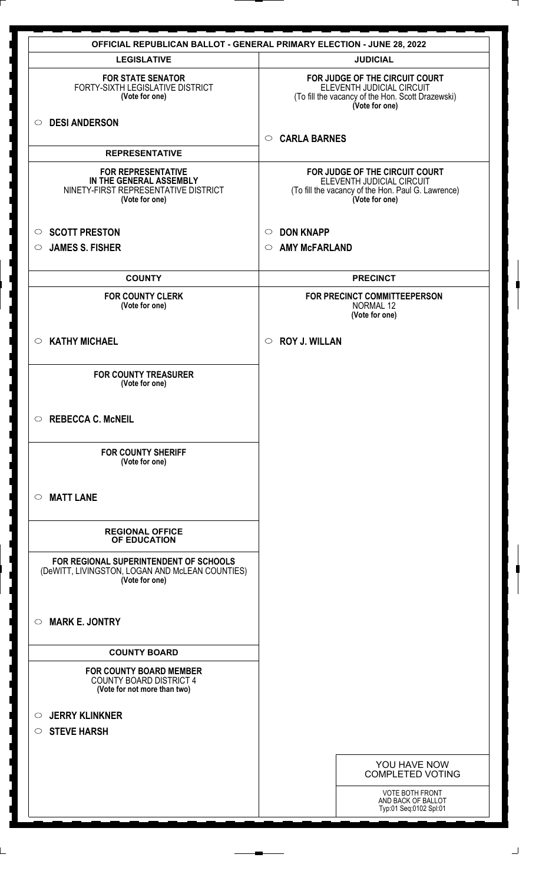# OFFICIAL REPUBLICAN BALLOT - GENERAL PRIMARY ELECTION - JUNE 28, 2022

## LEGISLATIVE

**FOR STATE SENATOR**
FORTY-SIXTH LEGISLATIVE DISTRICT
**(Vote for one)**

- ○ **DESI ANDERSON**

## REPRESENTATIVE

**FOR REPRESENTATIVE IN THE GENERAL ASSEMBLY**
NINETY-FIRST REPRESENTATIVE DISTRICT
**(Vote for one)**

- ○ **SCOTT PRESTON**
- ○ **JAMES S. FISHER**

## COUNTY

**FOR COUNTY CLERK**
**(Vote for one)**

- ○ **KATHY MICHAEL**

**FOR COUNTY TREASURER**
**(Vote for one)**

- ○ **REBECCA C. McNEIL**

**FOR COUNTY SHERIFF**
**(Vote for one)**

- ○ **MATT LANE**

## REGIONAL OFFICE OF EDUCATION

**FOR REGIONAL SUPERINTENDENT OF SCHOOLS**
(DeWITT, LIVINGSTON, LOGAN AND McLEAN COUNTIES)
**(Vote for one)**

- ○ **MARK E. JONTRY**

## COUNTY BOARD

**FOR COUNTY BOARD MEMBER**
COUNTY BOARD DISTRICT 4
**(Vote for not more than two)**

- ○ **JERRY KLINKNER**
- ○ **STEVE HARSH**

## JUDICIAL

**FOR JUDGE OF THE CIRCUIT COURT**
ELEVENTH JUDICIAL CIRCUIT
(To fill the vacancy of the Hon. Scott Drazewski)
**(Vote for one)**

- ○ **CARLA BARNES**

**FOR JUDGE OF THE CIRCUIT COURT**
ELEVENTH JUDICIAL CIRCUIT
(To fill the vacancy of the Hon. Paul G. Lawrence)
**(Vote for one)**

- ○ **DON KNAPP**
- ○ **AMY McFARLAND**

## PRECINCT

**FOR PRECINCT COMMITTEEPERSON**
NORMAL 12
**(Vote for one)**

- ○ **ROY J. WILLAN**

YOU HAVE NOW COMPLETED VOTING

VOTE BOTH FRONT AND BACK OF BALLOT
Typ:01 Seq:0102 Spl:01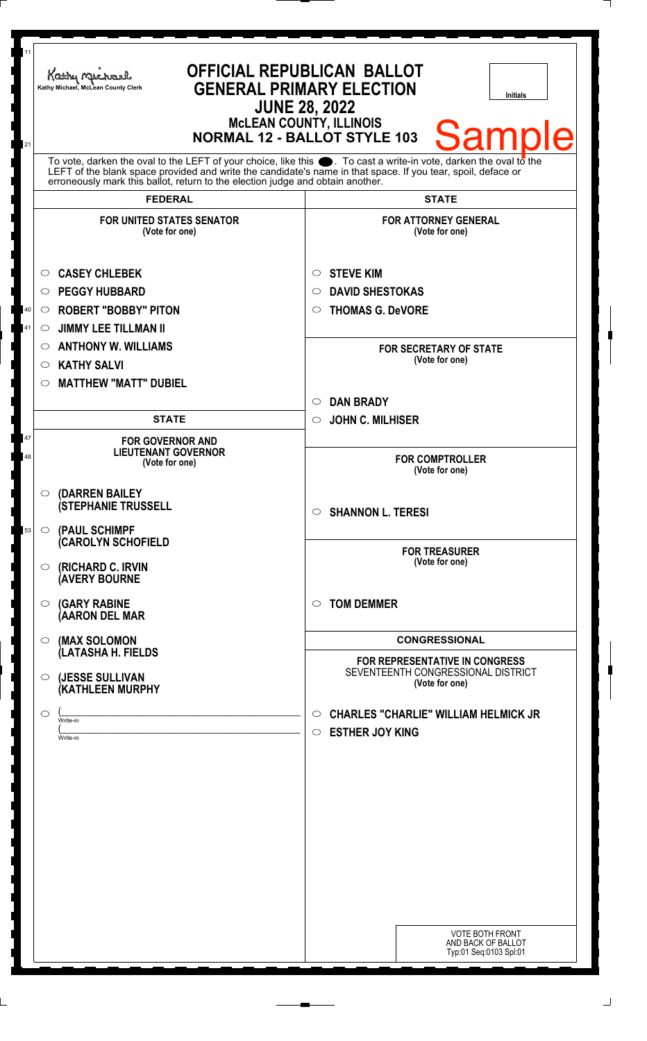Kathy Michael, McLean County Clerk

# OFFICIAL REPUBLICAN BALLOT
## GENERAL PRIMARY ELECTION
### JUNE 28, 2022
### McLEAN COUNTY, ILLINOIS
### NORMAL 12 - BALLOT STYLE 103

Initials

**Sample**

To vote, darken the oval to the LEFT of your choice, like this ●. To cast a write-in vote, darken the oval to the LEFT of the blank space provided and write the candidate's name in that space. If you tear, spoil, deface or erroneously mark this ballot, return to the election judge and obtain another.

## FEDERAL

**FOR UNITED STATES SENATOR**
(Vote for one)

- ○ **CASEY CHLEBEK**
- ○ **PEGGY HUBBARD**
- ○ **ROBERT "BOBBY" PITON**
- ○ **JIMMY LEE TILLMAN II**
- ○ **ANTHONY W. WILLIAMS**
- ○ **KATHY SALVI**
- ○ **MATTHEW "MATT" DUBIEL**

## STATE

**FOR GOVERNOR AND LIEUTENANT GOVERNOR**
(Vote for one)

- ○ **(DARREN BAILEY**
  **(STEPHANIE TRUSSELL**
- ○ **(PAUL SCHIMPF**
  **(CAROLYN SCHOFIELD**
- ○ **(RICHARD C. IRVIN**
  **(AVERY BOURNE**
- ○ **(GARY RABINE**
  **(AARON DEL MAR**
- ○ **(MAX SOLOMON**
  **(LATASHA H. FIELDS**
- ○ **(JESSE SULLIVAN**
  **(KATHLEEN MURPHY**
- ○ (\_\_\_\_\_\_\_\_\_\_\_\_\_\_\_\_ Write-in
  (\_\_\_\_\_\_\_\_\_\_\_\_\_\_\_\_ Write-in

## STATE

**FOR ATTORNEY GENERAL**
(Vote for one)

- ○ **STEVE KIM**
- ○ **DAVID SHESTOKAS**
- ○ **THOMAS G. DeVORE**

**FOR SECRETARY OF STATE**
(Vote for one)

- ○ **DAN BRADY**
- ○ **JOHN C. MILHISER**

**FOR COMPTROLLER**
(Vote for one)

- ○ **SHANNON L. TERESI**

**FOR TREASURER**
(Vote for one)

- ○ **TOM DEMMER**

## CONGRESSIONAL

**FOR REPRESENTATIVE IN CONGRESS**
SEVENTEENTH CONGRESSIONAL DISTRICT
(Vote for one)

- ○ **CHARLES "CHARLIE" WILLIAM HELMICK JR**
- ○ **ESTHER JOY KING**

VOTE BOTH FRONT AND BACK OF BALLOT
Typ:01 Seq:0103 Spl:01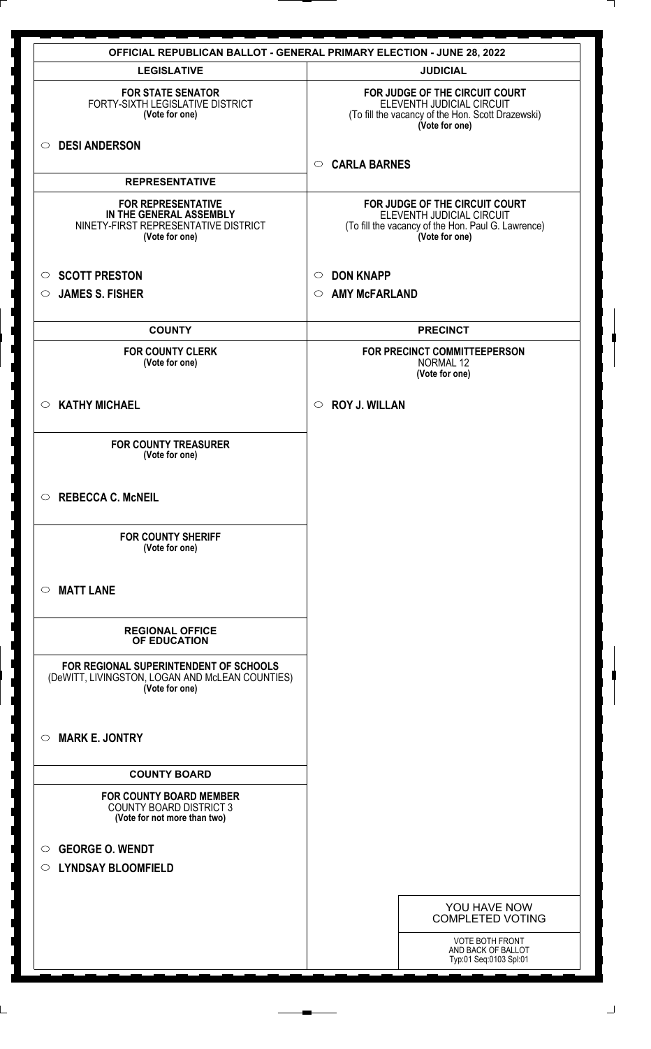# OFFICIAL REPUBLICAN BALLOT - GENERAL PRIMARY ELECTION - JUNE 28, 2022

## LEGISLATIVE

**FOR STATE SENATOR**
FORTY-SIXTH LEGISLATIVE DISTRICT
**(Vote for one)**

○ **DESI ANDERSON**

## REPRESENTATIVE

**FOR REPRESENTATIVE IN THE GENERAL ASSEMBLY**
NINETY-FIRST REPRESENTATIVE DISTRICT
**(Vote for one)**

○ **SCOTT PRESTON**
○ **JAMES S. FISHER**

## COUNTY

**FOR COUNTY CLERK**
**(Vote for one)**

○ **KATHY MICHAEL**

**FOR COUNTY TREASURER**
**(Vote for one)**

○ **REBECCA C. McNEIL**

**FOR COUNTY SHERIFF**
**(Vote for one)**

○ **MATT LANE**

## REGIONAL OFFICE OF EDUCATION

**FOR REGIONAL SUPERINTENDENT OF SCHOOLS**
(DeWITT, LIVINGSTON, LOGAN AND McLEAN COUNTIES)
**(Vote for one)**

○ **MARK E. JONTRY**

## COUNTY BOARD

**FOR COUNTY BOARD MEMBER**
COUNTY BOARD DISTRICT 3
**(Vote for not more than two)**

○ **GEORGE O. WENDT**
○ **LYNDSAY BLOOMFIELD**

## JUDICIAL

**FOR JUDGE OF THE CIRCUIT COURT**
ELEVENTH JUDICIAL CIRCUIT
(To fill the vacancy of the Hon. Scott Drazewski)
**(Vote for one)**

○ **CARLA BARNES**

**FOR JUDGE OF THE CIRCUIT COURT**
ELEVENTH JUDICIAL CIRCUIT
(To fill the vacancy of the Hon. Paul G. Lawrence)
**(Vote for one)**

○ **DON KNAPP**
○ **AMY McFARLAND**

## PRECINCT

**FOR PRECINCT COMMITTEEPERSON**
NORMAL 12
**(Vote for one)**

○ **ROY J. WILLAN**

YOU HAVE NOW COMPLETED VOTING

VOTE BOTH FRONT AND BACK OF BALLOT
Typ:01 Seq:0103 Spl:01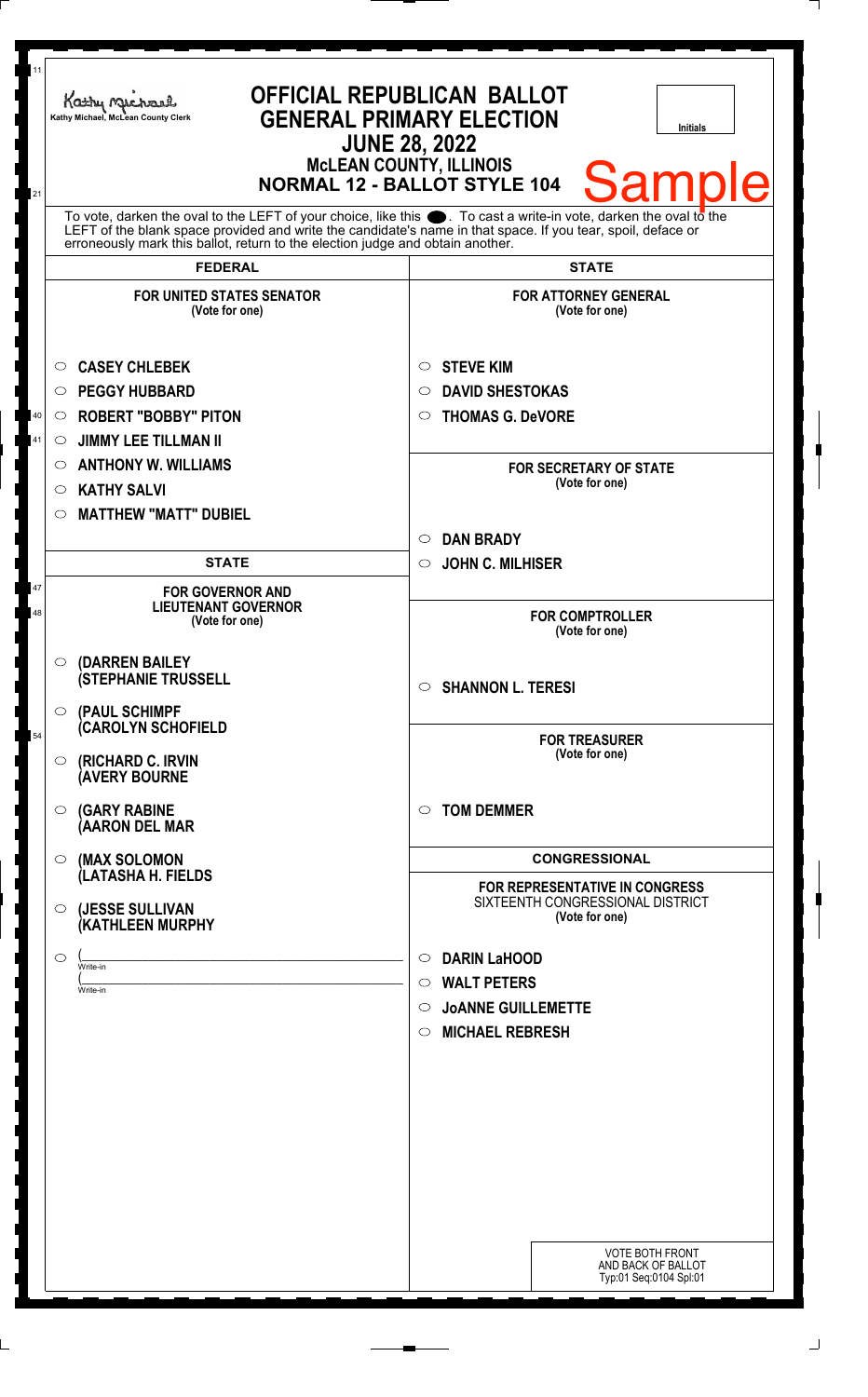Kathy Michael, McLean County Clerk

# OFFICIAL REPUBLICAN BALLOT
## GENERAL PRIMARY ELECTION
## JUNE 28, 2022
### McLEAN COUNTY, ILLINOIS
### NORMAL 12 - BALLOT STYLE 104

Initials

Sample

To vote, darken the oval to the LEFT of your choice, like this ●. To cast a write-in vote, darken the oval to the LEFT of the blank space provided and write the candidate's name in that space. If you tear, spoil, deface or erroneously mark this ballot, return to the election judge and obtain another.

## FEDERAL

**FOR UNITED STATES SENATOR**
(Vote for one)

- ○ **CASEY CHLEBEK**
- ○ **PEGGY HUBBARD**
- ○ **ROBERT "BOBBY" PITON**
- ○ **JIMMY LEE TILLMAN II**
- ○ **ANTHONY W. WILLIAMS**
- ○ **KATHY SALVI**
- ○ **MATTHEW "MATT" DUBIEL**

## STATE

**FOR GOVERNOR AND LIEUTENANT GOVERNOR**
(Vote for one)

- ○ **(DARREN BAILEY (STEPHANIE TRUSSELL**
- ○ **(PAUL SCHIMPF (CAROLYN SCHOFIELD**
- ○ **(RICHARD C. IRVIN (AVERY BOURNE**
- ○ **(GARY RABINE (AARON DEL MAR**
- ○ **(MAX SOLOMON (LATASHA H. FIELDS**
- ○ **(JESSE SULLIVAN (KATHLEEN MURPHY**
- ○ (______________________ Write-in
  (______________________ Write-in

## STATE

**FOR ATTORNEY GENERAL**
(Vote for one)

- ○ **STEVE KIM**
- ○ **DAVID SHESTOKAS**
- ○ **THOMAS G. DeVORE**

**FOR SECRETARY OF STATE**
(Vote for one)

- ○ **DAN BRADY**
- ○ **JOHN C. MILHISER**

**FOR COMPTROLLER**
(Vote for one)

- ○ **SHANNON L. TERESI**

**FOR TREASURER**
(Vote for one)

- ○ **TOM DEMMER**

## CONGRESSIONAL

**FOR REPRESENTATIVE IN CONGRESS**
SIXTEENTH CONGRESSIONAL DISTRICT
(Vote for one)

- ○ **DARIN LaHOOD**
- ○ **WALT PETERS**
- ○ **JoANNE GUILLEMETTE**
- ○ **MICHAEL REBRESH**

VOTE BOTH FRONT AND BACK OF BALLOT
Typ:01 Seq:0104 Spl:01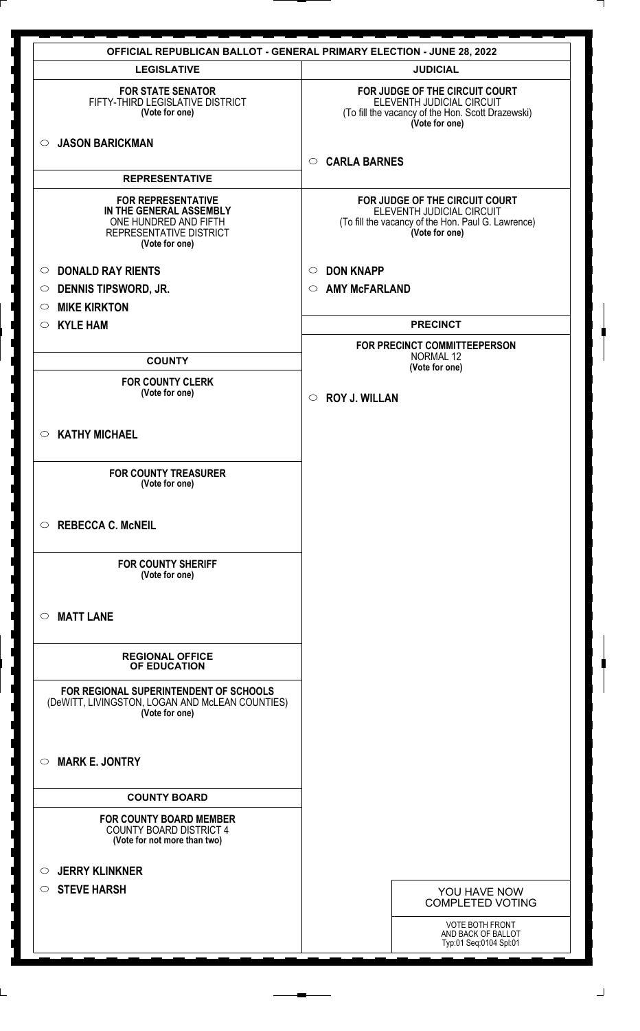# OFFICIAL REPUBLICAN BALLOT - GENERAL PRIMARY ELECTION - JUNE 28, 2022

## LEGISLATIVE

**FOR STATE SENATOR**
FIFTY-THIRD LEGISLATIVE DISTRICT
**(Vote for one)**

○ **JASON BARICKMAN**

## REPRESENTATIVE

**FOR REPRESENTATIVE IN THE GENERAL ASSEMBLY**
ONE HUNDRED AND FIFTH REPRESENTATIVE DISTRICT
**(Vote for one)**

○ **DONALD RAY RIENTS**
○ **DENNIS TIPSWORD, JR.**
○ **MIKE KIRKTON**
○ **KYLE HAM**

## COUNTY

**FOR COUNTY CLERK**
**(Vote for one)**

○ **KATHY MICHAEL**

**FOR COUNTY TREASURER**
**(Vote for one)**

○ **REBECCA C. McNEIL**

**FOR COUNTY SHERIFF**
**(Vote for one)**

○ **MATT LANE**

## REGIONAL OFFICE OF EDUCATION

**FOR REGIONAL SUPERINTENDENT OF SCHOOLS**
(DeWITT, LIVINGSTON, LOGAN AND McLEAN COUNTIES)
**(Vote for one)**

○ **MARK E. JONTRY**

## COUNTY BOARD

**FOR COUNTY BOARD MEMBER**
COUNTY BOARD DISTRICT 4
**(Vote for not more than two)**

○ **JERRY KLINKNER**
○ **STEVE HARSH**

## JUDICIAL

**FOR JUDGE OF THE CIRCUIT COURT**
ELEVENTH JUDICIAL CIRCUIT
(To fill the vacancy of the Hon. Scott Drazewski)
**(Vote for one)**

○ **CARLA BARNES**

**FOR JUDGE OF THE CIRCUIT COURT**
ELEVENTH JUDICIAL CIRCUIT
(To fill the vacancy of the Hon. Paul G. Lawrence)
**(Vote for one)**

○ **DON KNAPP**
○ **AMY McFARLAND**

## PRECINCT

**FOR PRECINCT COMMITTEEPERSON**
NORMAL 12
**(Vote for one)**

○ **ROY J. WILLAN**

YOU HAVE NOW COMPLETED VOTING

VOTE BOTH FRONT AND BACK OF BALLOT
Typ:01 Seq:0104 Spl:01